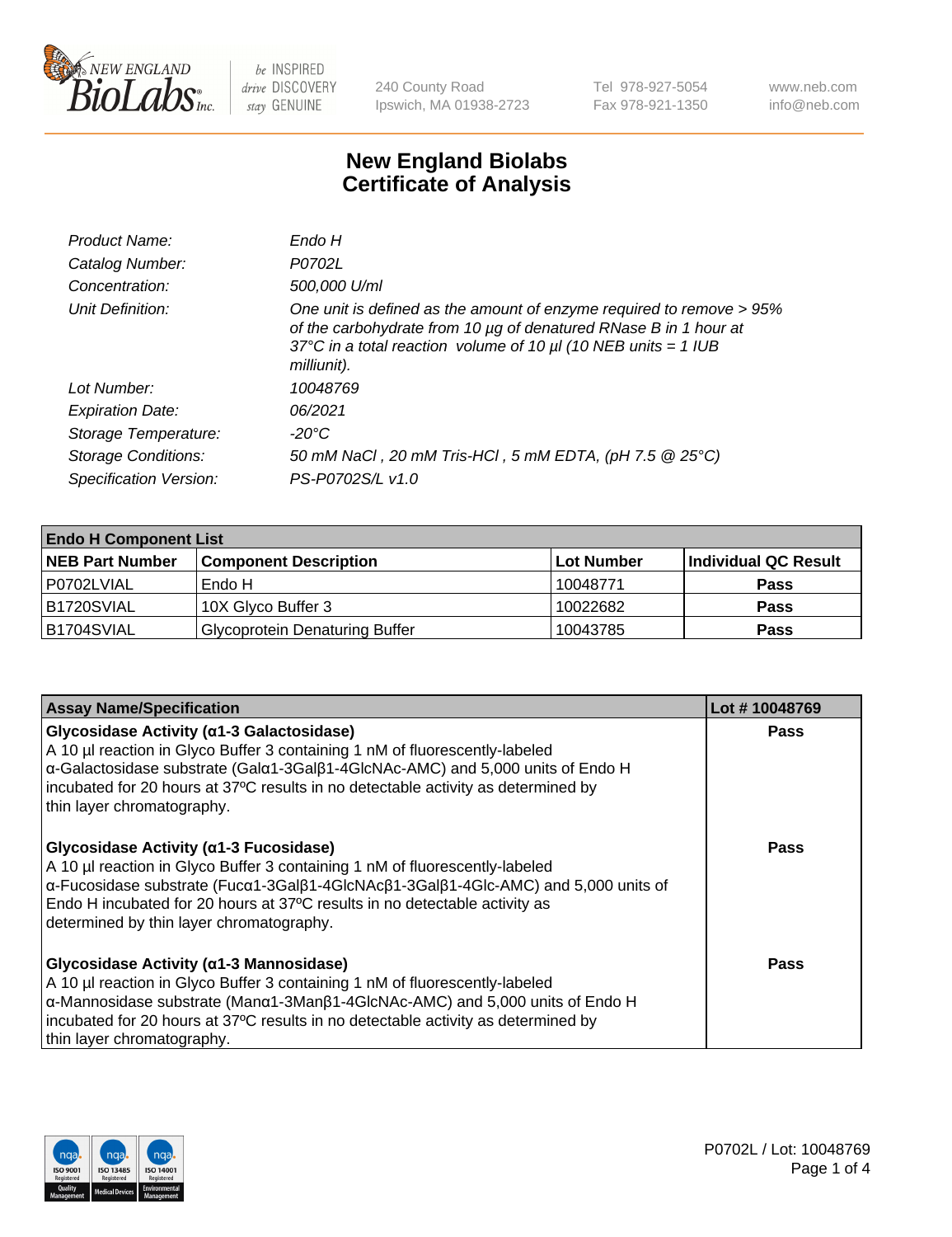New England Biolabs Inc. — be INSPIRED drive DISCOVERY stay GENUINE

240 County Road
Ipswich, MA 01938-2723

Tel 978-927-5054
Fax 978-921-1350

www.neb.com
info@neb.com

# New England Biolabs Certificate of Analysis

| | |
|---|---|
| *Product Name:* | *Endo H* |
| *Catalog Number:* | *P0702L* |
| *Concentration:* | *500,000 U/ml* |
| *Unit Definition:* | *One unit is defined as the amount of enzyme required to remove > 95% of the carbohydrate from 10 µg of denatured RNase B in 1 hour at 37°C in a total reaction volume of 10 µl (10 NEB units = 1 IUB milliunit).* |
| *Lot Number:* | *10048769* |
| *Expiration Date:* | *06/2021* |
| *Storage Temperature:* | *-20°C* |
| *Storage Conditions:* | *50 mM NaCl , 20 mM Tris-HCl , 5 mM EDTA, (pH 7.5 @ 25°C)* |
| *Specification Version:* | *PS-P0702S/L v1.0* |

| **Endo H Component List** | | | |
|---|---|---|---|
| **NEB Part Number** | **Component Description** | **Lot Number** | **Individual QC Result** |
| P0702LVIAL | Endo H | 10048771 | **Pass** |
| B1720SVIAL | 10X Glyco Buffer 3 | 10022682 | **Pass** |
| B1704SVIAL | Glycoprotein Denaturing Buffer | 10043785 | **Pass** |

| **Assay Name/Specification** | **Lot # 10048769** |
|---|---|
| **Glycosidase Activity (α1-3 Galactosidase)** A 10 µl reaction in Glyco Buffer 3 containing 1 nM of fluorescently-labeled α-Galactosidase substrate (Galα1-3Galβ1-4GlcNAc-AMC) and 5,000 units of Endo H incubated for 20 hours at 37ºC results in no detectable activity as determined by thin layer chromatography. | **Pass** |
| **Glycosidase Activity (α1-3 Fucosidase)** A 10 µl reaction in Glyco Buffer 3 containing 1 nM of fluorescently-labeled α-Fucosidase substrate (Fucα1-3Galβ1-4GlcNAcβ1-3Galβ1-4Glc-AMC) and 5,000 units of Endo H incubated for 20 hours at 37ºC results in no detectable activity as determined by thin layer chromatography. | **Pass** |
| **Glycosidase Activity (α1-3 Mannosidase)** A 10 µl reaction in Glyco Buffer 3 containing 1 nM of fluorescently-labeled α-Mannosidase substrate (Manα1-3Manβ1-4GlcNAc-AMC) and 5,000 units of Endo H incubated for 20 hours at 37ºC results in no detectable activity as determined by thin layer chromatography. | **Pass** |

P0702L / Lot: 10048769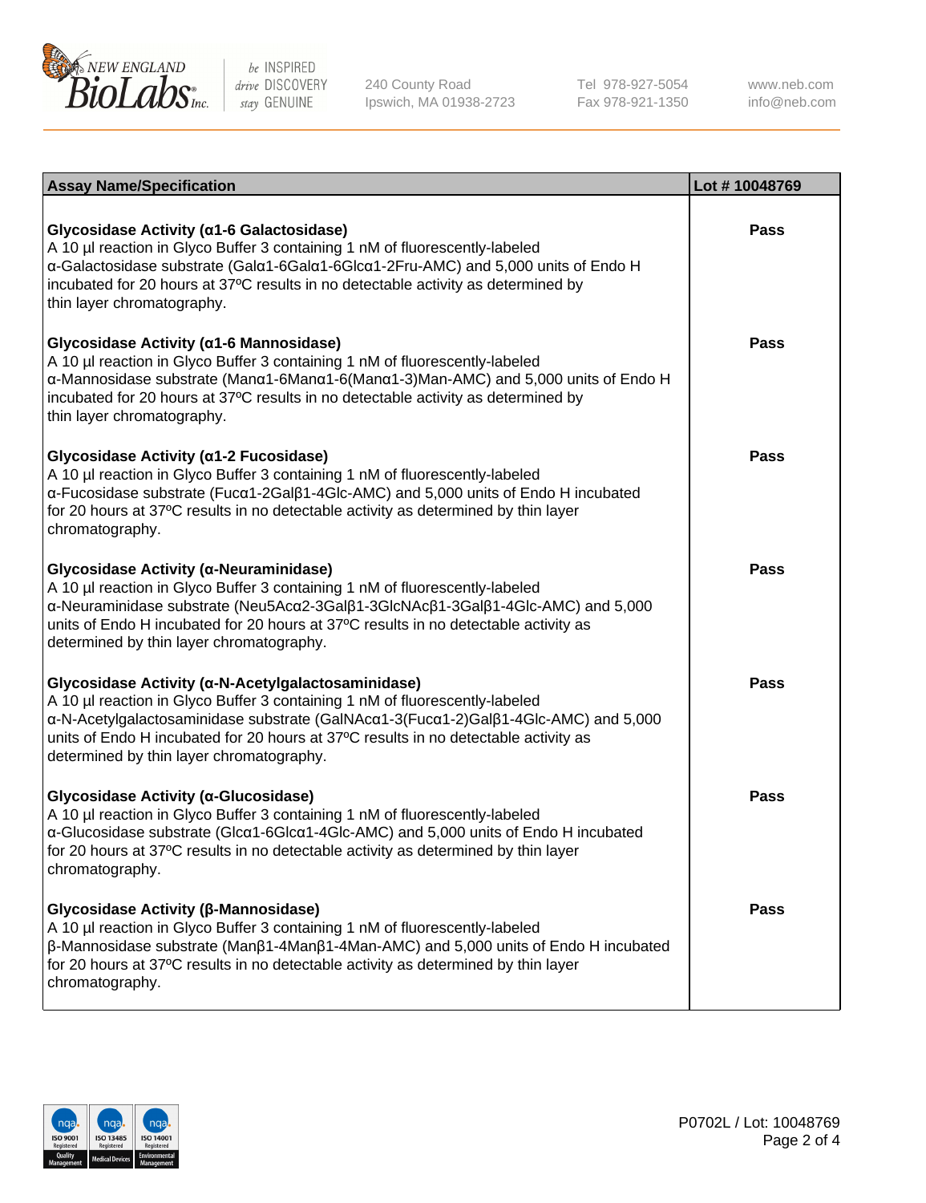| Assay Name/Specification | Lot # 10048769 |
|---|---|
| **Glycosidase Activity (α1-6 Galactosidase)**<br>A 10 µl reaction in Glyco Buffer 3 containing 1 nM of fluorescently-labeled α-Galactosidase substrate (Galα1-6Galα1-6Glcα1-2Fru-AMC) and 5,000 units of Endo H incubated for 20 hours at 37ºC results in no detectable activity as determined by thin layer chromatography. | **Pass** |
| **Glycosidase Activity (α1-6 Mannosidase)**<br>A 10 µl reaction in Glyco Buffer 3 containing 1 nM of fluorescently-labeled α-Mannosidase substrate (Manα1-6Manα1-6(Manα1-3)Man-AMC) and 5,000 units of Endo H incubated for 20 hours at 37ºC results in no detectable activity as determined by thin layer chromatography. | **Pass** |
| **Glycosidase Activity (α1-2 Fucosidase)**<br>A 10 µl reaction in Glyco Buffer 3 containing 1 nM of fluorescently-labeled α-Fucosidase substrate (Fucα1-2Galβ1-4Glc-AMC) and 5,000 units of Endo H incubated for 20 hours at 37ºC results in no detectable activity as determined by thin layer chromatography. | **Pass** |
| **Glycosidase Activity (α-Neuraminidase)**<br>A 10 µl reaction in Glyco Buffer 3 containing 1 nM of fluorescently-labeled α-Neuraminidase substrate (Neu5Acα2-3Galβ1-3GlcNAcβ1-3Galβ1-4Glc-AMC) and 5,000 units of Endo H incubated for 20 hours at 37ºC results in no detectable activity as determined by thin layer chromatography. | **Pass** |
| **Glycosidase Activity (α-N-Acetylgalactosaminidase)**<br>A 10 µl reaction in Glyco Buffer 3 containing 1 nM of fluorescently-labeled α-N-Acetylgalactosaminidase substrate (GalNAcα1-3(Fucα1-2)Galβ1-4Glc-AMC) and 5,000 units of Endo H incubated for 20 hours at 37ºC results in no detectable activity as determined by thin layer chromatography. | **Pass** |
| **Glycosidase Activity (α-Glucosidase)**<br>A 10 µl reaction in Glyco Buffer 3 containing 1 nM of fluorescently-labeled α-Glucosidase substrate (Glcα1-6Glcα1-4Glc-AMC) and 5,000 units of Endo H incubated for 20 hours at 37ºC results in no detectable activity as determined by thin layer chromatography. | **Pass** |
| **Glycosidase Activity (β-Mannosidase)**<br>A 10 µl reaction in Glyco Buffer 3 containing 1 nM of fluorescently-labeled β-Mannosidase substrate (Manβ1-4Manβ1-4Man-AMC) and 5,000 units of Endo H incubated for 20 hours at 37ºC results in no detectable activity as determined by thin layer chromatography. | **Pass** |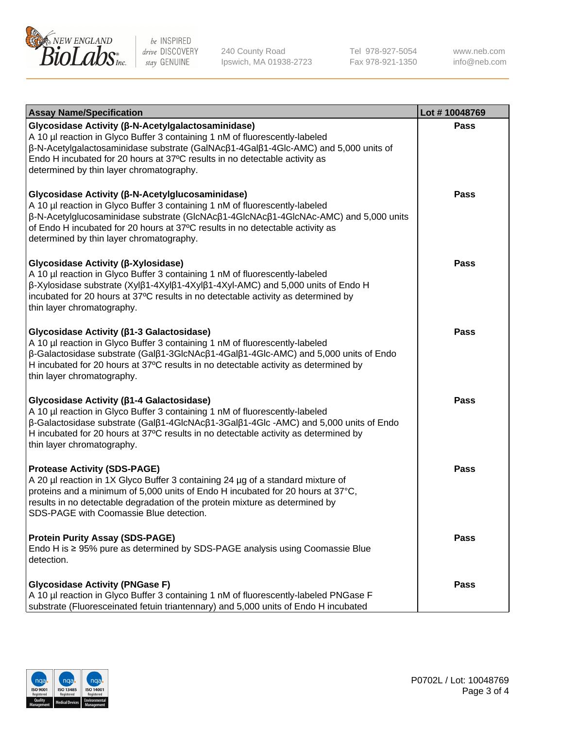| Assay Name/Specification | Lot # 10048769 |
|---|---|
| **Glycosidase Activity (β-N-Acetylgalactosaminidase)**<br>A 10 µl reaction in Glyco Buffer 3 containing 1 nM of fluorescently-labeled β-N-Acetylgalactosaminidase substrate (GalNAcβ1-4Galβ1-4Glc-AMC) and 5,000 units of Endo H incubated for 20 hours at 37ºC results in no detectable activity as determined by thin layer chromatography. | Pass |
| **Glycosidase Activity (β-N-Acetylglucosaminidase)**<br>A 10 µl reaction in Glyco Buffer 3 containing 1 nM of fluorescently-labeled β-N-Acetylglucosaminidase substrate (GlcNAcβ1-4GlcNAcβ1-4GlcNAc-AMC) and 5,000 units of Endo H incubated for 20 hours at 37ºC results in no detectable activity as determined by thin layer chromatography. | Pass |
| **Glycosidase Activity (β-Xylosidase)**<br>A 10 µl reaction in Glyco Buffer 3 containing 1 nM of fluorescently-labeled β-Xylosidase substrate (Xylβ1-4Xylβ1-4Xylβ1-4Xyl-AMC) and 5,000 units of Endo H incubated for 20 hours at 37ºC results in no detectable activity as determined by thin layer chromatography. | Pass |
| **Glycosidase Activity (β1-3 Galactosidase)**<br>A 10 µl reaction in Glyco Buffer 3 containing 1 nM of fluorescently-labeled β-Galactosidase substrate (Galβ1-3GlcNAcβ1-4Galβ1-4Glc-AMC) and 5,000 units of Endo H incubated for 20 hours at 37ºC results in no detectable activity as determined by thin layer chromatography. | Pass |
| **Glycosidase Activity (β1-4 Galactosidase)**<br>A 10 µl reaction in Glyco Buffer 3 containing 1 nM of fluorescently-labeled β-Galactosidase substrate (Galβ1-4GlcNAcβ1-3Galβ1-4Glc -AMC) and 5,000 units of Endo H incubated for 20 hours at 37ºC results in no detectable activity as determined by thin layer chromatography. | Pass |
| **Protease Activity (SDS-PAGE)**<br>A 20 µl reaction in 1X Glyco Buffer 3 containing 24 µg of a standard mixture of proteins and a minimum of 5,000 units of Endo H incubated for 20 hours at 37°C, results in no detectable degradation of the protein mixture as determined by SDS-PAGE with Coomassie Blue detection. | Pass |
| **Protein Purity Assay (SDS-PAGE)**<br>Endo H is ≥ 95% pure as determined by SDS-PAGE analysis using Coomassie Blue detection. | Pass |
| **Glycosidase Activity (PNGase F)**<br>A 10 µl reaction in Glyco Buffer 3 containing 1 nM of fluorescently-labeled PNGase F substrate (Fluoresceinated fetuin triantennary) and 5,000 units of Endo H incubated | Pass |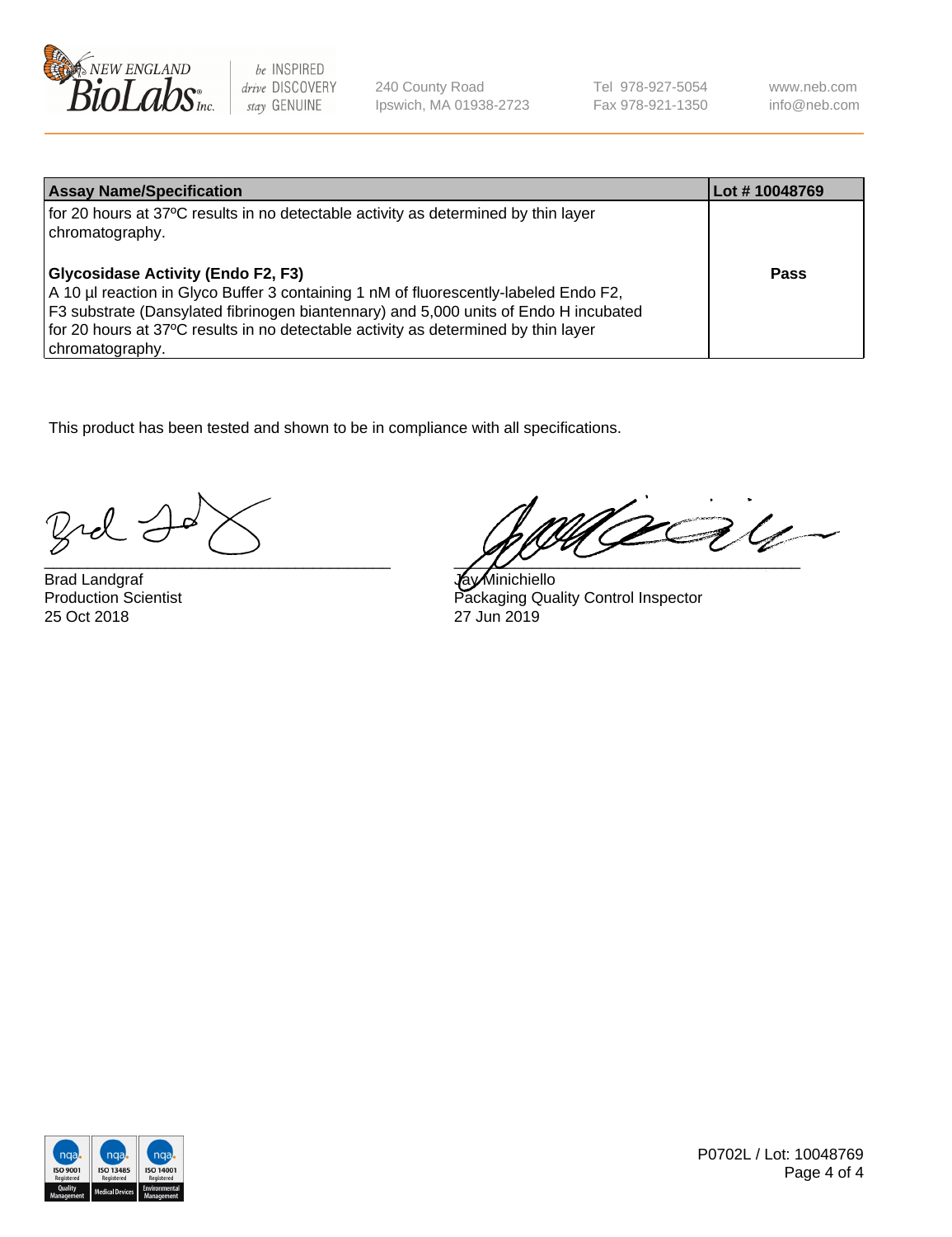| Assay Name/Specification | Lot # 10048769 |
| --- | --- |
| for 20 hours at 37ºC results in no detectable activity as determined by thin layer chromatography. | |
| **Glycosidase Activity (Endo F2, F3)**<br>A 10 µl reaction in Glyco Buffer 3 containing 1 nM of fluorescently-labeled Endo F2, F3 substrate (Dansylated fibrinogen biantennary) and 5,000 units of Endo H incubated for 20 hours at 37ºC results in no detectable activity as determined by thin layer chromatography. | **Pass** |

This product has been tested and shown to be in compliance with all specifications.

Brad Landgraf
Production Scientist
25 Oct 2018

Jay Minichiello
Packaging Quality Control Inspector
27 Jun 2019

P0702L / Lot: 10048769